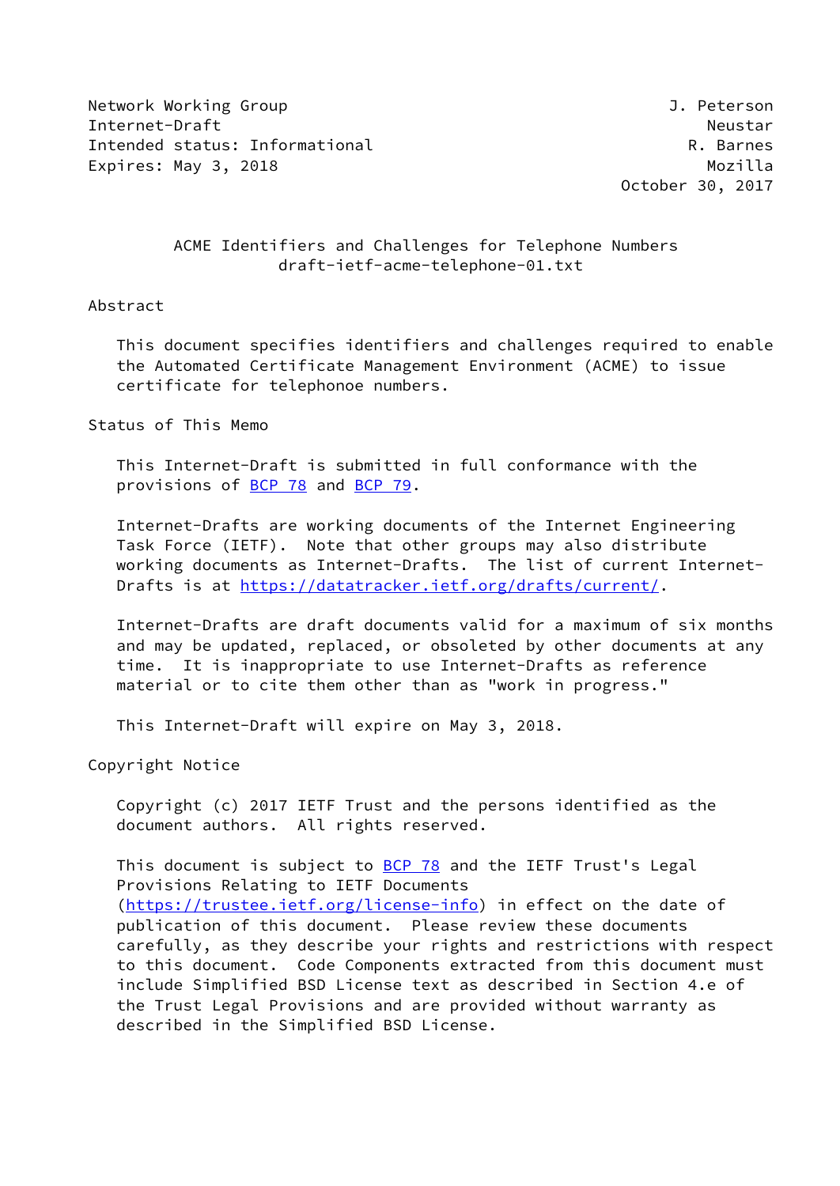Network Working Group J. Peterson
Internet-Draft Neustar
Intended status: Informational R. Barnes
Expires: May 3, 2018 Mozilla
October 30, 2017

# ACME Identifiers and Challenges for Telephone Numbers
draft-ietf-acme-telephone-01.txt

## Abstract

This document specifies identifiers and challenges required to enable the Automated Certificate Management Environment (ACME) to issue certificate for telephonoe numbers.

## Status of This Memo

This Internet-Draft is submitted in full conformance with the provisions of BCP 78 and BCP 79.

Internet-Drafts are working documents of the Internet Engineering Task Force (IETF). Note that other groups may also distribute working documents as Internet-Drafts. The list of current Internet-Drafts is at https://datatracker.ietf.org/drafts/current/.

Internet-Drafts are draft documents valid for a maximum of six months and may be updated, replaced, or obsoleted by other documents at any time. It is inappropriate to use Internet-Drafts as reference material or to cite them other than as "work in progress."

This Internet-Draft will expire on May 3, 2018.

## Copyright Notice

Copyright (c) 2017 IETF Trust and the persons identified as the document authors. All rights reserved.

This document is subject to BCP 78 and the IETF Trust's Legal Provisions Relating to IETF Documents (https://trustee.ietf.org/license-info) in effect on the date of publication of this document. Please review these documents carefully, as they describe your rights and restrictions with respect to this document. Code Components extracted from this document must include Simplified BSD License text as described in Section 4.e of the Trust Legal Provisions and are provided without warranty as described in the Simplified BSD License.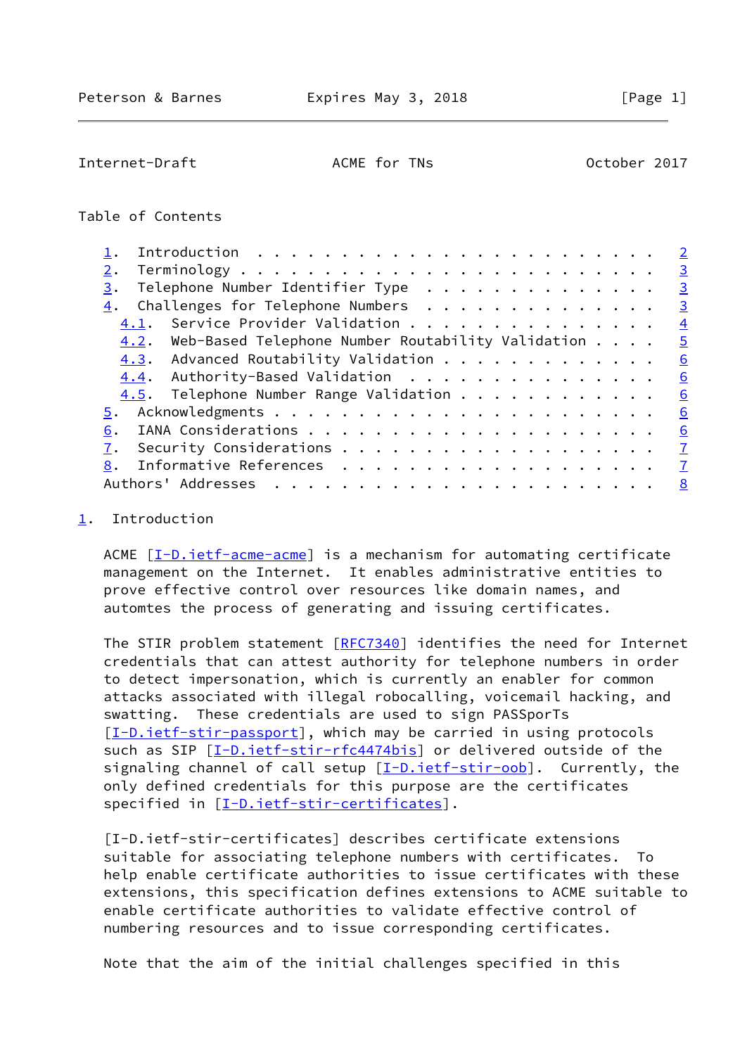Table of Contents

- 1. Introduction . . . . . . . . . . . . . . . . . . . . . . . . 2
- 2. Terminology . . . . . . . . . . . . . . . . . . . . . . . . . 3
- 3. Telephone Number Identifier Type . . . . . . . . . . . . . . 3
- 4. Challenges for Telephone Numbers . . . . . . . . . . . . . . 3
  - 4.1. Service Provider Validation . . . . . . . . . . . . . . 4
  - 4.2. Web-Based Telephone Number Routability Validation . . . . 5
  - 4.3. Advanced Routability Validation . . . . . . . . . . . . 6
  - 4.4. Authority-Based Validation . . . . . . . . . . . . . . . 6
  - 4.5. Telephone Number Range Validation . . . . . . . . . . . 6
- 5. Acknowledgments . . . . . . . . . . . . . . . . . . . . . . . 6
- 6. IANA Considerations . . . . . . . . . . . . . . . . . . . . . 6
- 7. Security Considerations . . . . . . . . . . . . . . . . . . . 7
- 8. Informative References . . . . . . . . . . . . . . . . . . . 7
- Authors' Addresses . . . . . . . . . . . . . . . . . . . . . . . 8

# 1. Introduction

ACME [I-D.ietf-acme-acme] is a mechanism for automating certificate management on the Internet. It enables administrative entities to prove effective control over resources like domain names, and automtes the process of generating and issuing certificates.

The STIR problem statement [RFC7340] identifies the need for Internet credentials that can attest authority for telephone numbers in order to detect impersonation, which is currently an enabler for common attacks associated with illegal robocalling, voicemail hacking, and swatting. These credentials are used to sign PASSporTs [I-D.ietf-stir-passport], which may be carried in using protocols such as SIP [I-D.ietf-stir-rfc4474bis] or delivered outside of the signaling channel of call setup [I-D.ietf-stir-oob]. Currently, the only defined credentials for this purpose are the certificates specified in [I-D.ietf-stir-certificates].

[I-D.ietf-stir-certificates] describes certificate extensions suitable for associating telephone numbers with certificates. To help enable certificate authorities to issue certificates with these extensions, this specification defines extensions to ACME suitable to enable certificate authorities to validate effective control of numbering resources and to issue corresponding certificates.

Note that the aim of the initial challenges specified in this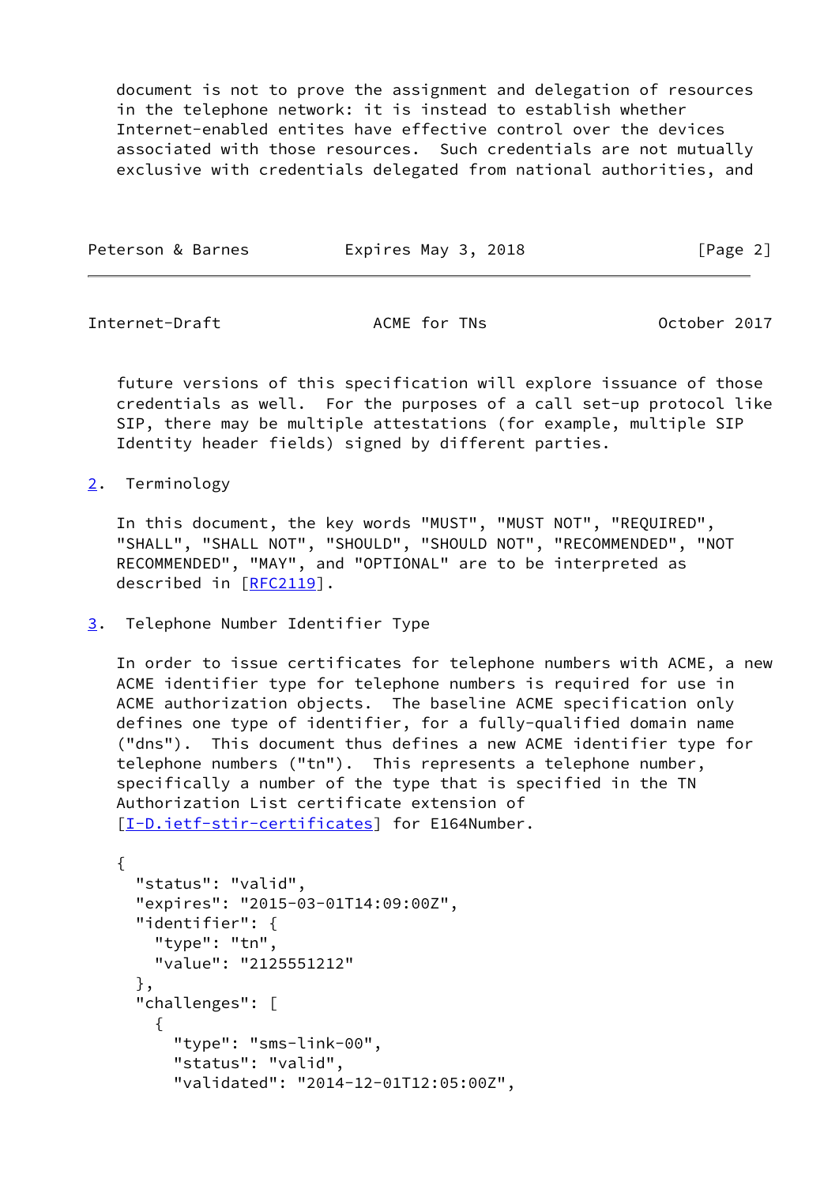document is not to prove the assignment and delegation of resources in the telephone network: it is instead to establish whether Internet-enabled entites have effective control over the devices associated with those resources. Such credentials are not mutually exclusive with credentials delegated from national authorities, and future versions of this specification will explore issuance of those credentials as well. For the purposes of a call set-up protocol like SIP, there may be multiple attestations (for example, multiple SIP Identity header fields) signed by different parties.

## 2. Terminology

In this document, the key words "MUST", "MUST NOT", "REQUIRED", "SHALL", "SHALL NOT", "SHOULD", "SHOULD NOT", "RECOMMENDED", "NOT RECOMMENDED", "MAY", and "OPTIONAL" are to be interpreted as described in [RFC2119].

## 3. Telephone Number Identifier Type

In order to issue certificates for telephone numbers with ACME, a new ACME identifier type for telephone numbers is required for use in ACME authorization objects. The baseline ACME specification only defines one type of identifier, for a fully-qualified domain name ("dns"). This document thus defines a new ACME identifier type for telephone numbers ("tn"). This represents a telephone number, specifically a number of the type that is specified in the TN Authorization List certificate extension of [I-D.ietf-stir-certificates] for E164Number.

```
{
  "status": "valid",
  "expires": "2015-03-01T14:09:00Z",
  "identifier": {
    "type": "tn",
    "value": "2125551212"
  },
  "challenges": [
    {
      "type": "sms-link-00",
      "status": "valid",
      "validated": "2014-12-01T12:05:00Z",
```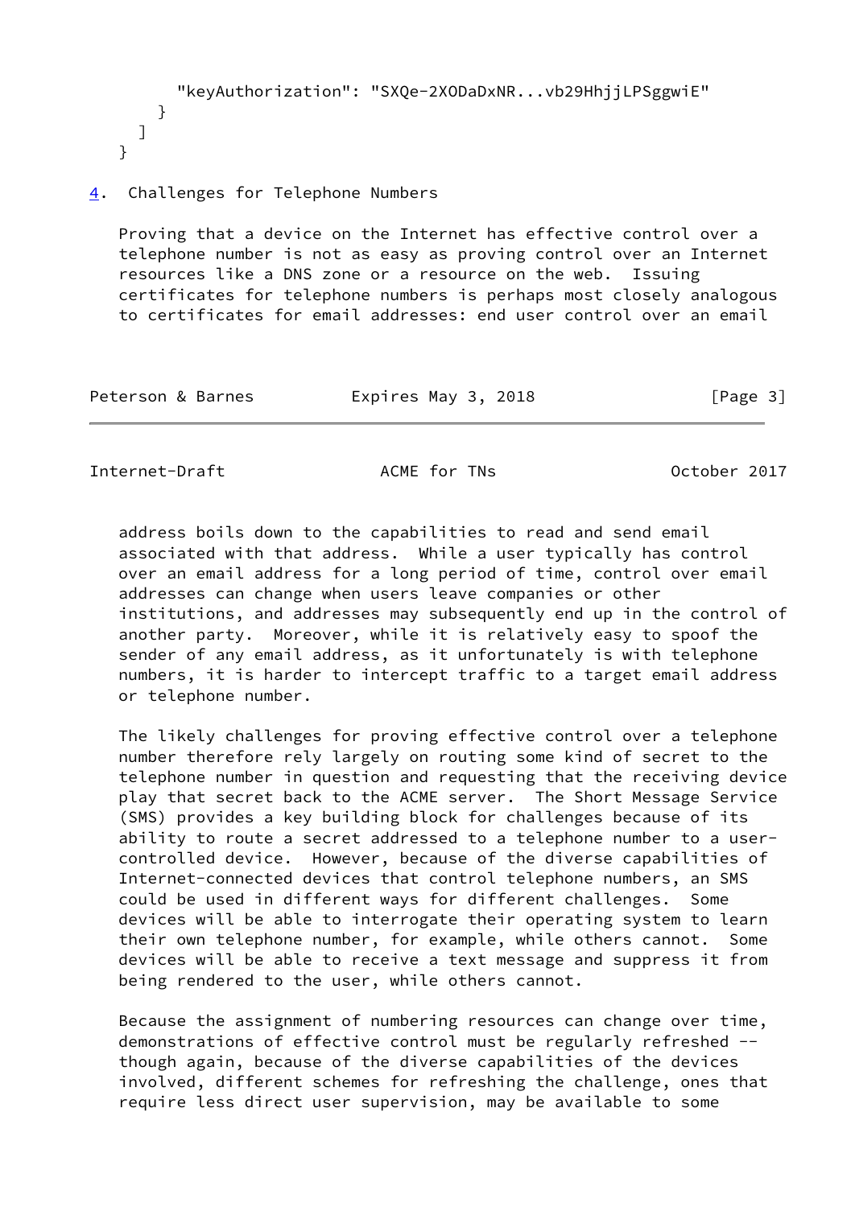```
        "keyAuthorization": "SXQe-2XODaDxNR...vb29HhjjLPSggwiE"
      }
    ]
  }
```

## 4. Challenges for Telephone Numbers

Proving that a device on the Internet has effective control over a telephone number is not as easy as proving control over an Internet resources like a DNS zone or a resource on the web. Issuing certificates for telephone numbers is perhaps most closely analogous to certificates for email addresses: end user control over an email address boils down to the capabilities to read and send email associated with that address. While a user typically has control over an email address for a long period of time, control over email addresses can change when users leave companies or other institutions, and addresses may subsequently end up in the control of another party. Moreover, while it is relatively easy to spoof the sender of any email address, as it unfortunately is with telephone numbers, it is harder to intercept traffic to a target email address or telephone number.

The likely challenges for proving effective control over a telephone number therefore rely largely on routing some kind of secret to the telephone number in question and requesting that the receiving device play that secret back to the ACME server. The Short Message Service (SMS) provides a key building block for challenges because of its ability to route a secret addressed to a telephone number to a user-controlled device. However, because of the diverse capabilities of Internet-connected devices that control telephone numbers, an SMS could be used in different ways for different challenges. Some devices will be able to interrogate their operating system to learn their own telephone number, for example, while others cannot. Some devices will be able to receive a text message and suppress it from being rendered to the user, while others cannot.

Because the assignment of numbering resources can change over time, demonstrations of effective control must be regularly refreshed -- though again, because of the diverse capabilities of the devices involved, different schemes for refreshing the challenge, ones that require less direct user supervision, may be available to some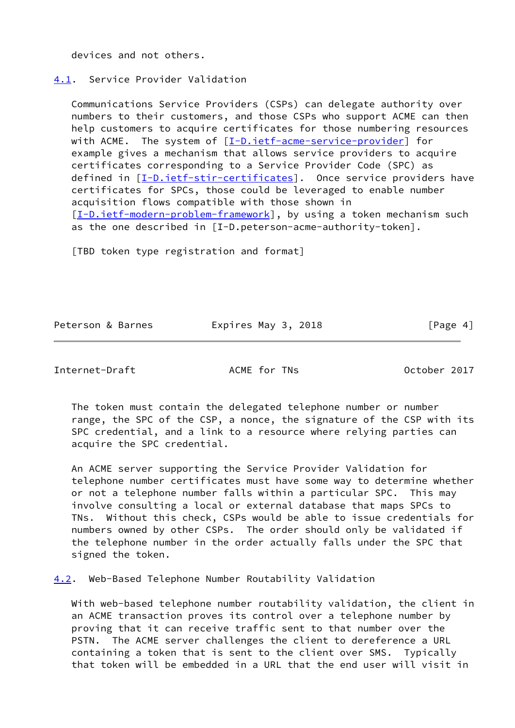devices and not others.

### 4.1. Service Provider Validation

Communications Service Providers (CSPs) can delegate authority over numbers to their customers, and those CSPs who support ACME can then help customers to acquire certificates for those numbering resources with ACME. The system of [I-D.ietf-acme-service-provider] for example gives a mechanism that allows service providers to acquire certificates corresponding to a Service Provider Code (SPC) as defined in [I-D.ietf-stir-certificates]. Once service providers have certificates for SPCs, those could be leveraged to enable number acquisition flows compatible with those shown in [I-D.ietf-modern-problem-framework], by using a token mechanism such as the one described in [I-D.peterson-acme-authority-token].

[TBD token type registration and format]

The token must contain the delegated telephone number or number range, the SPC of the CSP, a nonce, the signature of the CSP with its SPC credential, and a link to a resource where relying parties can acquire the SPC credential.

An ACME server supporting the Service Provider Validation for telephone number certificates must have some way to determine whether or not a telephone number falls within a particular SPC. This may involve consulting a local or external database that maps SPCs to TNs. Without this check, CSPs would be able to issue credentials for numbers owned by other CSPs. The order should only be validated if the telephone number in the order actually falls under the SPC that signed the token.

### 4.2. Web-Based Telephone Number Routability Validation

With web-based telephone number routability validation, the client in an ACME transaction proves its control over a telephone number by proving that it can receive traffic sent to that number over the PSTN. The ACME server challenges the client to dereference a URL containing a token that is sent to the client over SMS. Typically that token will be embedded in a URL that the end user will visit in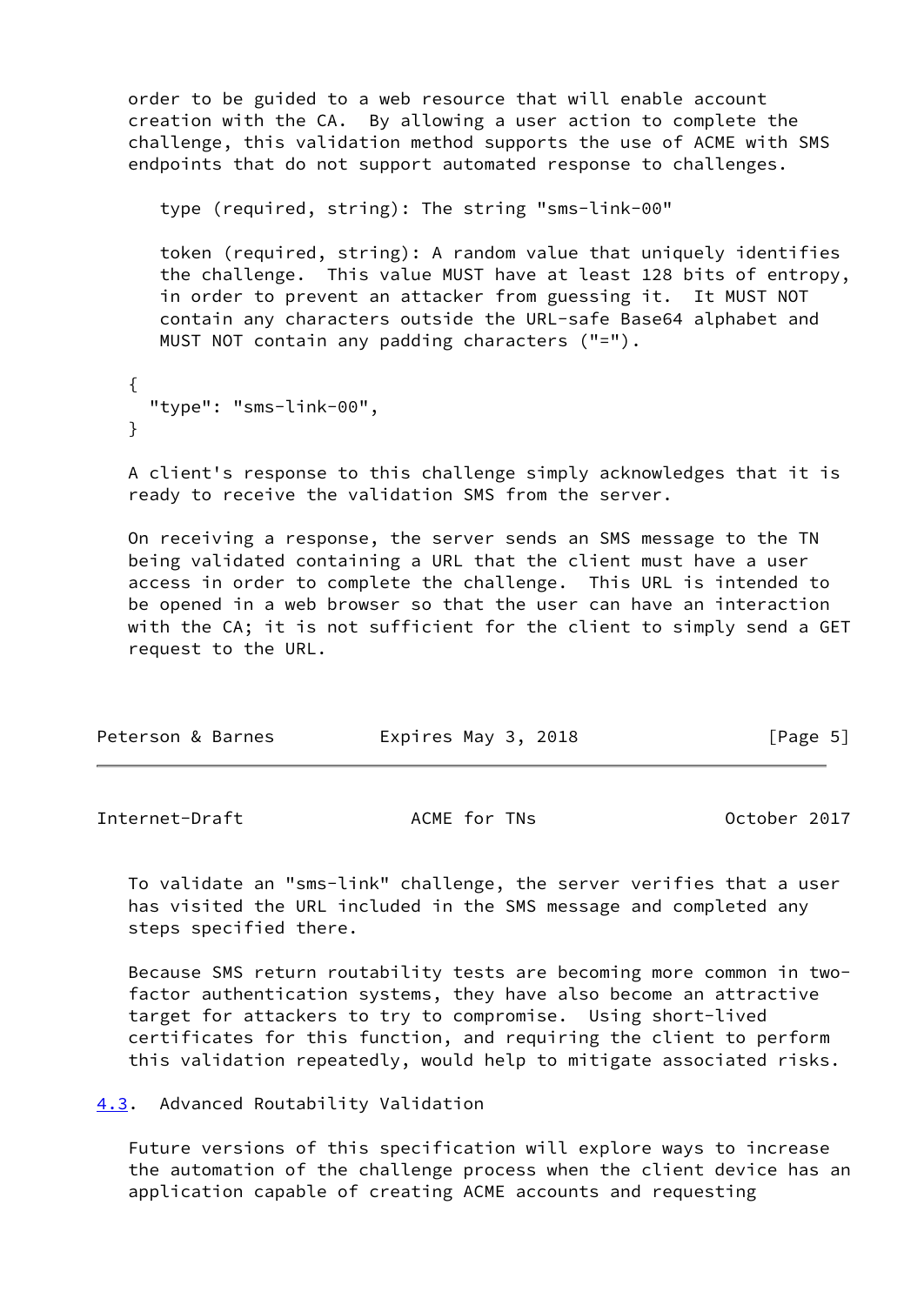order to be guided to a web resource that will enable account creation with the CA. By allowing a user action to complete the challenge, this validation method supports the use of ACME with SMS endpoints that do not support automated response to challenges.

type (required, string): The string "sms-link-00"

token (required, string): A random value that uniquely identifies the challenge. This value MUST have at least 128 bits of entropy, in order to prevent an attacker from guessing it. It MUST NOT contain any characters outside the URL-safe Base64 alphabet and MUST NOT contain any padding characters ("=").

```
{
  "type": "sms-link-00",
}
```

A client's response to this challenge simply acknowledges that it is ready to receive the validation SMS from the server.

On receiving a response, the server sends an SMS message to the TN being validated containing a URL that the client must have a user access in order to complete the challenge. This URL is intended to be opened in a web browser so that the user can have an interaction with the CA; it is not sufficient for the client to simply send a GET request to the URL.

To validate an "sms-link" challenge, the server verifies that a user has visited the URL included in the SMS message and completed any steps specified there.

Because SMS return routability tests are becoming more common in two-factor authentication systems, they have also become an attractive target for attackers to try to compromise. Using short-lived certificates for this function, and requiring the client to perform this validation repeatedly, would help to mitigate associated risks.

### 4.3. Advanced Routability Validation

Future versions of this specification will explore ways to increase the automation of the challenge process when the client device has an application capable of creating ACME accounts and requesting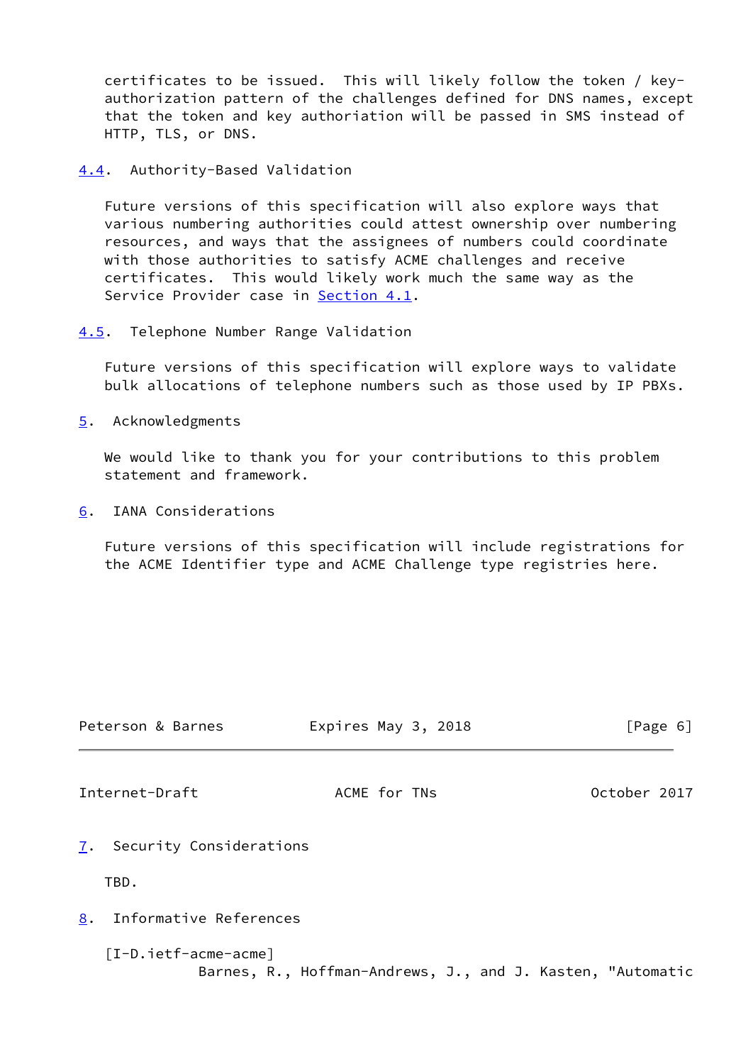certificates to be issued. This will likely follow the token / key-authorization pattern of the challenges defined for DNS names, except that the token and key authoriation will be passed in SMS instead of HTTP, TLS, or DNS.

### 4.4. Authority-Based Validation

Future versions of this specification will also explore ways that various numbering authorities could attest ownership over numbering resources, and ways that the assignees of numbers could coordinate with those authorities to satisfy ACME challenges and receive certificates. This would likely work much the same way as the Service Provider case in Section 4.1.

### 4.5. Telephone Number Range Validation

Future versions of this specification will explore ways to validate bulk allocations of telephone numbers such as those used by IP PBXs.

## 5. Acknowledgments

We would like to thank you for your contributions to this problem statement and framework.

## 6. IANA Considerations

Future versions of this specification will include registrations for the ACME Identifier type and ACME Challenge type registries here.

## 7. Security Considerations

TBD.

## 8. Informative References

[I-D.ietf-acme-acme]
Barnes, R., Hoffman-Andrews, J., and J. Kasten, "Automatic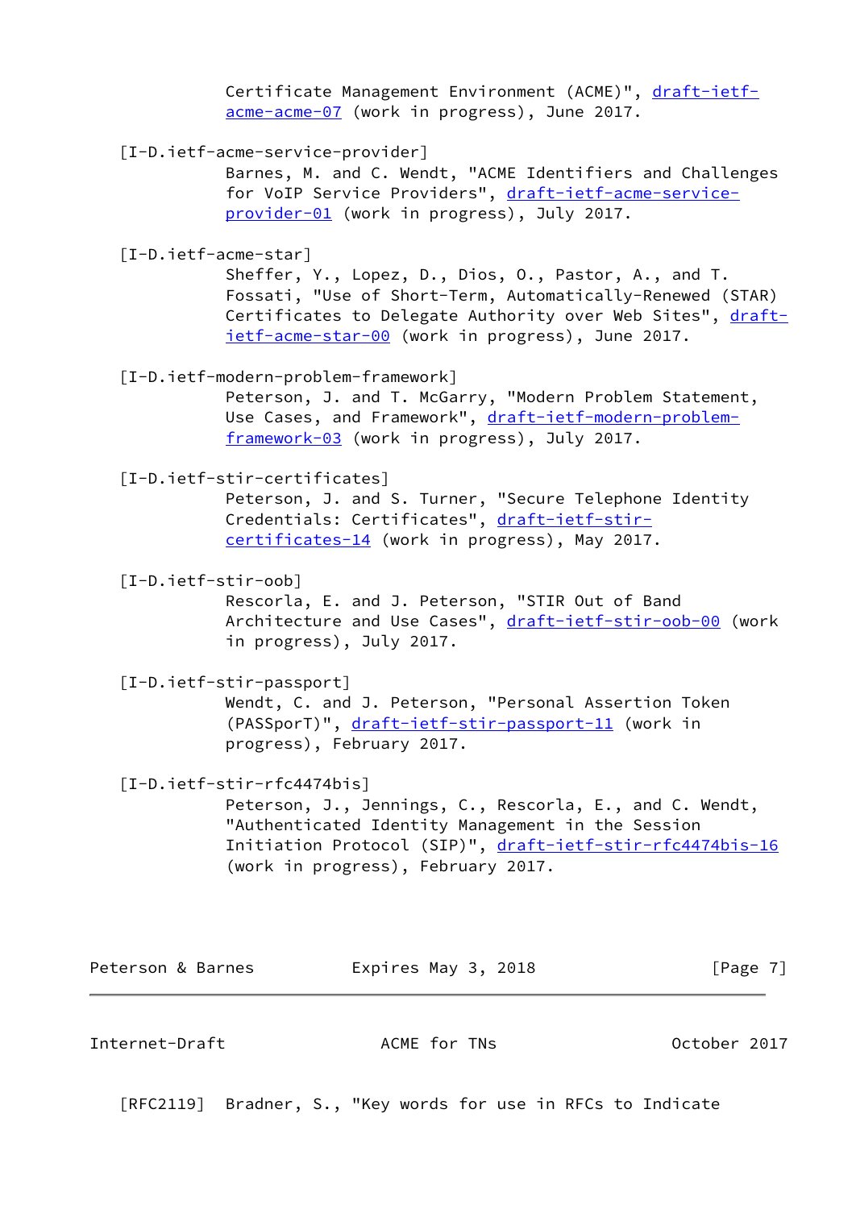Certificate Management Environment (ACME)", draft-ietf-acme-acme-07 (work in progress), June 2017.

[I-D.ietf-acme-service-provider]
Barnes, M. and C. Wendt, "ACME Identifiers and Challenges for VoIP Service Providers", draft-ietf-acme-service-provider-01 (work in progress), July 2017.

[I-D.ietf-acme-star]
Sheffer, Y., Lopez, D., Dios, O., Pastor, A., and T. Fossati, "Use of Short-Term, Automatically-Renewed (STAR) Certificates to Delegate Authority over Web Sites", draft-ietf-acme-star-00 (work in progress), June 2017.

[I-D.ietf-modern-problem-framework]
Peterson, J. and T. McGarry, "Modern Problem Statement, Use Cases, and Framework", draft-ietf-modern-problem-framework-03 (work in progress), July 2017.

[I-D.ietf-stir-certificates]
Peterson, J. and S. Turner, "Secure Telephone Identity Credentials: Certificates", draft-ietf-stir-certificates-14 (work in progress), May 2017.

[I-D.ietf-stir-oob]
Rescorla, E. and J. Peterson, "STIR Out of Band Architecture and Use Cases", draft-ietf-stir-oob-00 (work in progress), July 2017.

[I-D.ietf-stir-passport]
Wendt, C. and J. Peterson, "Personal Assertion Token (PASSporT)", draft-ietf-stir-passport-11 (work in progress), February 2017.

[I-D.ietf-stir-rfc4474bis]
Peterson, J., Jennings, C., Rescorla, E., and C. Wendt, "Authenticated Identity Management in the Session Initiation Protocol (SIP)", draft-ietf-stir-rfc4474bis-16 (work in progress), February 2017.

[RFC2119] Bradner, S., "Key words for use in RFCs to Indicate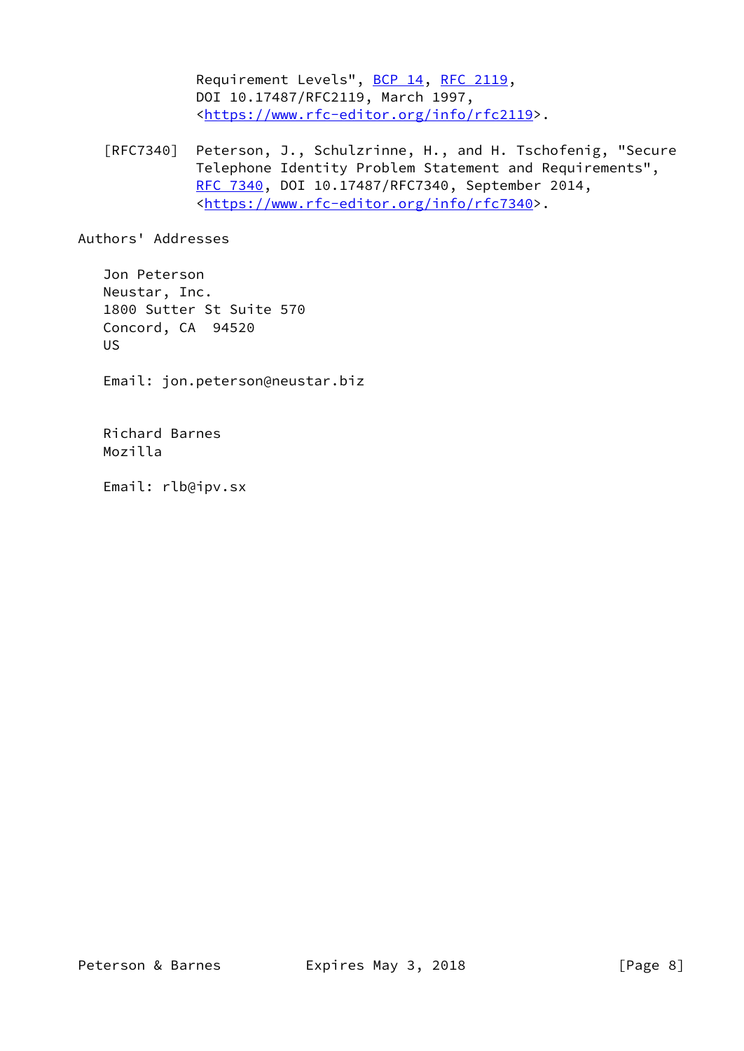Requirement Levels", BCP 14, RFC 2119, DOI 10.17487/RFC2119, March 1997, <https://www.rfc-editor.org/info/rfc2119>.

[RFC7340] Peterson, J., Schulzrinne, H., and H. Tschofenig, "Secure Telephone Identity Problem Statement and Requirements", RFC 7340, DOI 10.17487/RFC7340, September 2014, <https://www.rfc-editor.org/info/rfc7340>.

## Authors' Addresses

Jon Peterson
Neustar, Inc.
1800 Sutter St Suite 570
Concord, CA 94520
US

Email: jon.peterson@neustar.biz

Richard Barnes
Mozilla

Email: rlb@ipv.sx